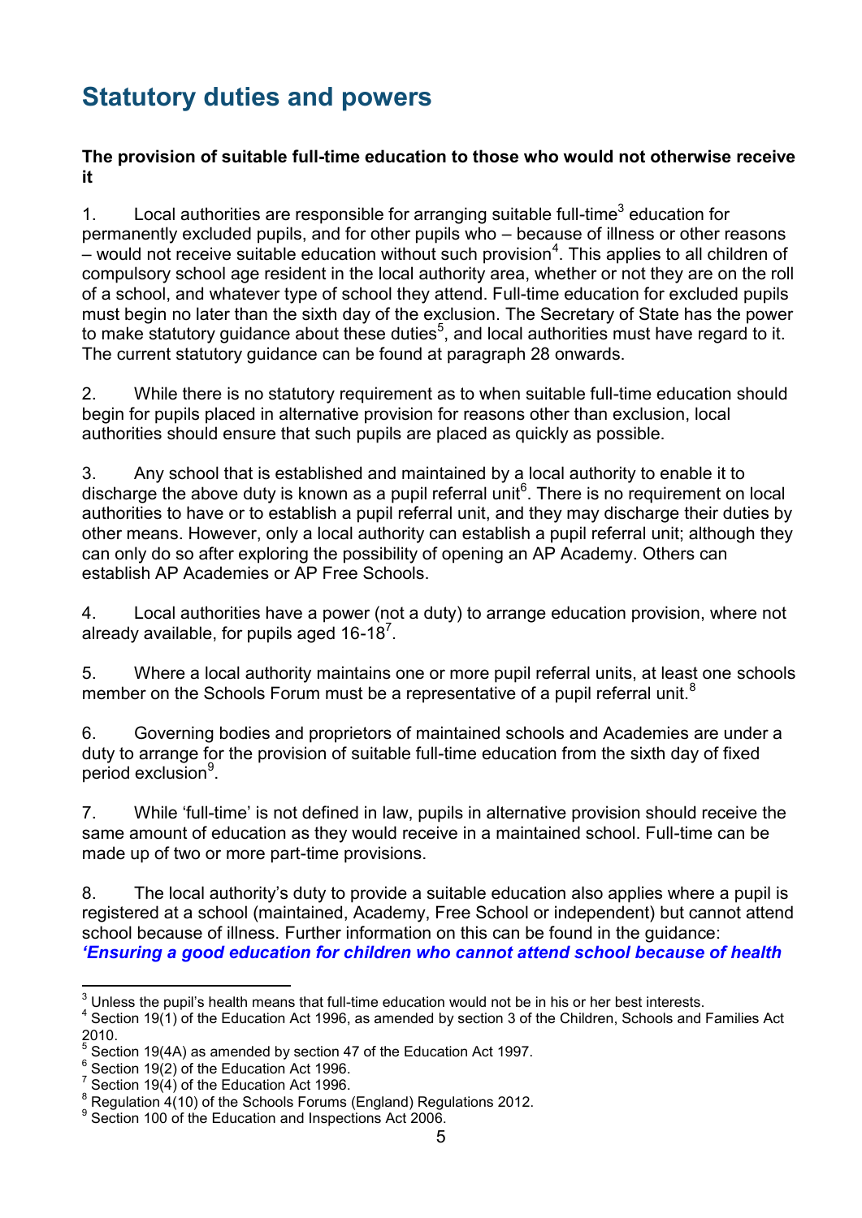# Statutory duties and powers

**The provision of suitable full-time education to those who would not otherwise receive it**

1. Local authorities are responsible for arranging suitable full-time[3] education for permanently excluded pupils, and for other pupils who – because of illness or other reasons – would not receive suitable education without such provision[4]. This applies to all children of compulsory school age resident in the local authority area, whether or not they are on the roll of a school, and whatever type of school they attend. Full-time education for excluded pupils must begin no later than the sixth day of the exclusion. The Secretary of State has the power to make statutory guidance about these duties[5], and local authorities must have regard to it. The current statutory guidance can be found at paragraph 28 onwards.

2. While there is no statutory requirement as to when suitable full-time education should begin for pupils placed in alternative provision for reasons other than exclusion, local authorities should ensure that such pupils are placed as quickly as possible.

3. Any school that is established and maintained by a local authority to enable it to discharge the above duty is known as a pupil referral unit[6]. There is no requirement on local authorities to have or to establish a pupil referral unit, and they may discharge their duties by other means. However, only a local authority can establish a pupil referral unit; although they can only do so after exploring the possibility of opening an AP Academy. Others can establish AP Academies or AP Free Schools.

4. Local authorities have a power (not a duty) to arrange education provision, where not already available, for pupils aged 16-18[7].

5. Where a local authority maintains one or more pupil referral units, at least one schools member on the Schools Forum must be a representative of a pupil referral unit.[8]

6. Governing bodies and proprietors of maintained schools and Academies are under a duty to arrange for the provision of suitable full-time education from the sixth day of fixed period exclusion[9].

7. While 'full-time' is not defined in law, pupils in alternative provision should receive the same amount of education as they would receive in a maintained school. Full-time can be made up of two or more part-time provisions.

8. The local authority's duty to provide a suitable education also applies where a pupil is registered at a school (maintained, Academy, Free School or independent) but cannot attend school because of illness. Further information on this can be found in the guidance: ***'Ensuring a good education for children who cannot attend school because of health***

---

[3] Unless the pupil's health means that full-time education would not be in his or her best interests.
[4] Section 19(1) of the Education Act 1996, as amended by section 3 of the Children, Schools and Families Act 2010.
[5] Section 19(4A) as amended by section 47 of the Education Act 1997.
[6] Section 19(2) of the Education Act 1996.
[7] Section 19(4) of the Education Act 1996.
[8] Regulation 4(10) of the Schools Forums (England) Regulations 2012.
[9] Section 100 of the Education and Inspections Act 2006.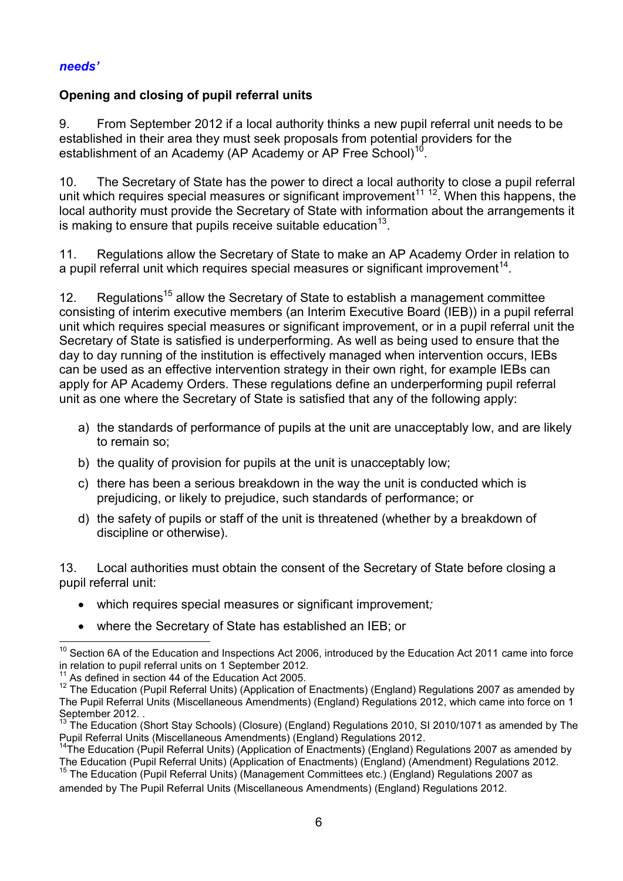***needs'***

**Opening and closing of pupil referral units**

9. From September 2012 if a local authority thinks a new pupil referral unit needs to be established in their area they must seek proposals from potential providers for the establishment of an Academy (AP Academy or AP Free School)[10].

10. The Secretary of State has the power to direct a local authority to close a pupil referral unit which requires special measures or significant improvement[11] [12]. When this happens, the local authority must provide the Secretary of State with information about the arrangements it is making to ensure that pupils receive suitable education[13].

11. Regulations allow the Secretary of State to make an AP Academy Order in relation to a pupil referral unit which requires special measures or significant improvement[14].

12. Regulations[15] allow the Secretary of State to establish a management committee consisting of interim executive members (an Interim Executive Board (IEB)) in a pupil referral unit which requires special measures or significant improvement, or in a pupil referral unit the Secretary of State is satisfied is underperforming. As well as being used to ensure that the day to day running of the institution is effectively managed when intervention occurs, IEBs can be used as an effective intervention strategy in their own right, for example IEBs can apply for AP Academy Orders. These regulations define an underperforming pupil referral unit as one where the Secretary of State is satisfied that any of the following apply:

a) the standards of performance of pupils at the unit are unacceptably low, and are likely to remain so;

b) the quality of provision for pupils at the unit is unacceptably low;

c) there has been a serious breakdown in the way the unit is conducted which is prejudicing, or likely to prejudice, such standards of performance; or

d) the safety of pupils or staff of the unit is threatened (whether by a breakdown of discipline or otherwise).

13. Local authorities must obtain the consent of the Secretary of State before closing a pupil referral unit:

- which requires special measures or significant improvement*;*
- where the Secretary of State has established an IEB; or

---

[10] Section 6A of the Education and Inspections Act 2006, introduced by the Education Act 2011 came into force in relation to pupil referral units on 1 September 2012.

[11] As defined in section 44 of the Education Act 2005.

[12] The Education (Pupil Referral Units) (Application of Enactments) (England) Regulations 2007 as amended by The Pupil Referral Units (Miscellaneous Amendments) (England) Regulations 2012, which came into force on 1 September 2012. .

[13] The Education (Short Stay Schools) (Closure) (England) Regulations 2010, SI 2010/1071 as amended by The Pupil Referral Units (Miscellaneous Amendments) (England) Regulations 2012.

[14] The Education (Pupil Referral Units) (Application of Enactments) (England) Regulations 2007 as amended by The Education (Pupil Referral Units) (Application of Enactments) (England) (Amendment) Regulations 2012.

[15] The Education (Pupil Referral Units) (Management Committees etc.) (England) Regulations 2007 as amended by The Pupil Referral Units (Miscellaneous Amendments) (England) Regulations 2012.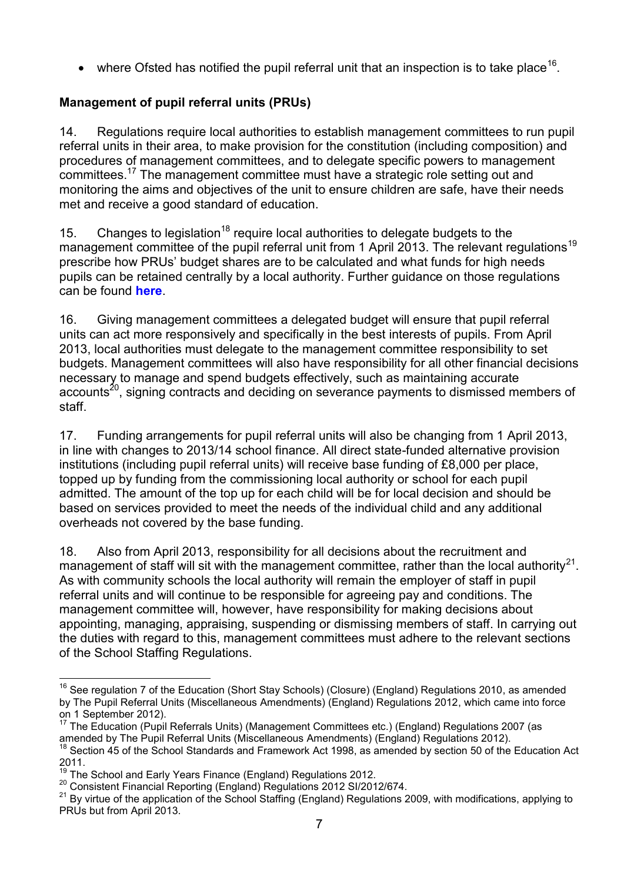- where Ofsted has notified the pupil referral unit that an inspection is to take place[16].

**Management of pupil referral units (PRUs)**

14. Regulations require local authorities to establish management committees to run pupil referral units in their area, to make provision for the constitution (including composition) and procedures of management committees, and to delegate specific powers to management committees.[17] The management committee must have a strategic role setting out and monitoring the aims and objectives of the unit to ensure children are safe, have their needs met and receive a good standard of education.

15. Changes to legislation[18] require local authorities to delegate budgets to the management committee of the pupil referral unit from 1 April 2013. The relevant regulations[19] prescribe how PRUs' budget shares are to be calculated and what funds for high needs pupils can be retained centrally by a local authority. Further guidance on those regulations can be found **here**.

16. Giving management committees a delegated budget will ensure that pupil referral units can act more responsively and specifically in the best interests of pupils. From April 2013, local authorities must delegate to the management committee responsibility to set budgets. Management committees will also have responsibility for all other financial decisions necessary to manage and spend budgets effectively, such as maintaining accurate accounts[20], signing contracts and deciding on severance payments to dismissed members of staff.

17. Funding arrangements for pupil referral units will also be changing from 1 April 2013, in line with changes to 2013/14 school finance. All direct state-funded alternative provision institutions (including pupil referral units) will receive base funding of £8,000 per place, topped up by funding from the commissioning local authority or school for each pupil admitted. The amount of the top up for each child will be for local decision and should be based on services provided to meet the needs of the individual child and any additional overheads not covered by the base funding.

18. Also from April 2013, responsibility for all decisions about the recruitment and management of staff will sit with the management committee, rather than the local authority[21]. As with community schools the local authority will remain the employer of staff in pupil referral units and will continue to be responsible for agreeing pay and conditions. The management committee will, however, have responsibility for making decisions about appointing, managing, appraising, suspending or dismissing members of staff. In carrying out the duties with regard to this, management committees must adhere to the relevant sections of the School Staffing Regulations.

---

[16] See regulation 7 of the Education (Short Stay Schools) (Closure) (England) Regulations 2010, as amended by The Pupil Referral Units (Miscellaneous Amendments) (England) Regulations 2012, which came into force on 1 September 2012).

[17] The Education (Pupil Referrals Units) (Management Committees etc.) (England) Regulations 2007 (as amended by The Pupil Referral Units (Miscellaneous Amendments) (England) Regulations 2012).

[18] Section 45 of the School Standards and Framework Act 1998, as amended by section 50 of the Education Act 2011.

[19] The School and Early Years Finance (England) Regulations 2012.

[20] Consistent Financial Reporting (England) Regulations 2012 SI/2012/674.

[21] By virtue of the application of the School Staffing (England) Regulations 2009, with modifications, applying to PRUs but from April 2013.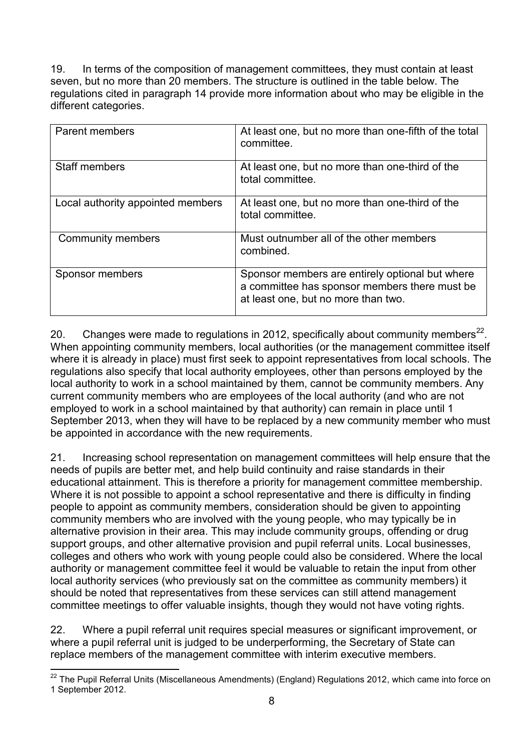19. In terms of the composition of management committees, they must contain at least seven, but no more than 20 members. The structure is outlined in the table below. The regulations cited in paragraph 14 provide more information about who may be eligible in the different categories.

| | |
|---|---|
| Parent members | At least one, but no more than one-fifth of the total committee. |
| Staff members | At least one, but no more than one-third of the total committee. |
| Local authority appointed members | At least one, but no more than one-third of the total committee. |
| Community members | Must outnumber all of the other members combined. |
| Sponsor members | Sponsor members are entirely optional but where a committee has sponsor members there must be at least one, but no more than two. |

20. Changes were made to regulations in 2012, specifically about community members[22]. When appointing community members, local authorities (or the management committee itself where it is already in place) must first seek to appoint representatives from local schools. The regulations also specify that local authority employees, other than persons employed by the local authority to work in a school maintained by them, cannot be community members. Any current community members who are employees of the local authority (and who are not employed to work in a school maintained by that authority) can remain in place until 1 September 2013, when they will have to be replaced by a new community member who must be appointed in accordance with the new requirements.

21. Increasing school representation on management committees will help ensure that the needs of pupils are better met, and help build continuity and raise standards in their educational attainment. This is therefore a priority for management committee membership. Where it is not possible to appoint a school representative and there is difficulty in finding people to appoint as community members, consideration should be given to appointing community members who are involved with the young people, who may typically be in alternative provision in their area. This may include community groups, offending or drug support groups, and other alternative provision and pupil referral units. Local businesses, colleges and others who work with young people could also be considered. Where the local authority or management committee feel it would be valuable to retain the input from other local authority services (who previously sat on the committee as community members) it should be noted that representatives from these services can still attend management committee meetings to offer valuable insights, though they would not have voting rights.

22. Where a pupil referral unit requires special measures or significant improvement, or where a pupil referral unit is judged to be underperforming, the Secretary of State can replace members of the management committee with interim executive members.

[22] The Pupil Referral Units (Miscellaneous Amendments) (England) Regulations 2012, which came into force on 1 September 2012.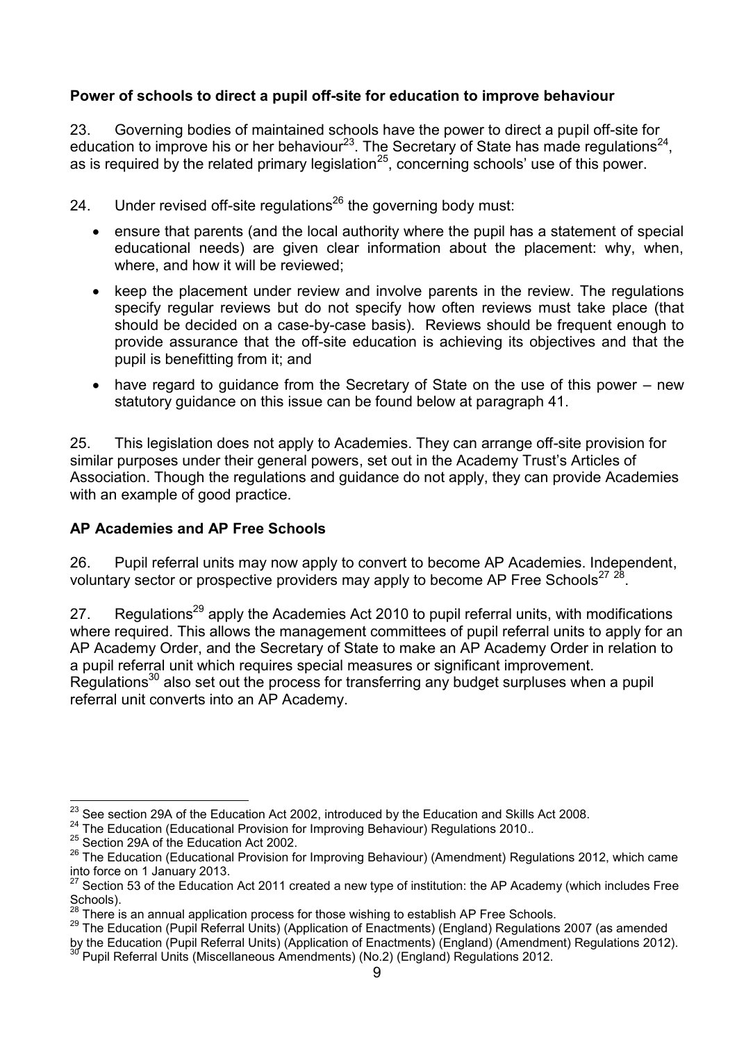**Power of schools to direct a pupil off-site for education to improve behaviour**

23. Governing bodies of maintained schools have the power to direct a pupil off-site for education to improve his or her behaviour[23]. The Secretary of State has made regulations[24], as is required by the related primary legislation[25], concerning schools' use of this power.

24. Under revised off-site regulations[26] the governing body must:

- ensure that parents (and the local authority where the pupil has a statement of special educational needs) are given clear information about the placement: why, when, where, and how it will be reviewed;
- keep the placement under review and involve parents in the review. The regulations specify regular reviews but do not specify how often reviews must take place (that should be decided on a case-by-case basis). Reviews should be frequent enough to provide assurance that the off-site education is achieving its objectives and that the pupil is benefitting from it; and
- have regard to guidance from the Secretary of State on the use of this power – new statutory guidance on this issue can be found below at paragraph 41.

25. This legislation does not apply to Academies. They can arrange off-site provision for similar purposes under their general powers, set out in the Academy Trust's Articles of Association. Though the regulations and guidance do not apply, they can provide Academies with an example of good practice.

**AP Academies and AP Free Schools**

26. Pupil referral units may now apply to convert to become AP Academies. Independent, voluntary sector or prospective providers may apply to become AP Free Schools[27 28].

27. Regulations[29] apply the Academies Act 2010 to pupil referral units, with modifications where required. This allows the management committees of pupil referral units to apply for an AP Academy Order, and the Secretary of State to make an AP Academy Order in relation to a pupil referral unit which requires special measures or significant improvement. Regulations[30] also set out the process for transferring any budget surpluses when a pupil referral unit converts into an AP Academy.

---

[23] See section 29A of the Education Act 2002, introduced by the Education and Skills Act 2008.

[24] The Education (Educational Provision for Improving Behaviour) Regulations 2010..

[25] Section 29A of the Education Act 2002.

[26] The Education (Educational Provision for Improving Behaviour) (Amendment) Regulations 2012, which came into force on 1 January 2013.

[27] Section 53 of the Education Act 2011 created a new type of institution: the AP Academy (which includes Free Schools).

[28] There is an annual application process for those wishing to establish AP Free Schools.

[29] The Education (Pupil Referral Units) (Application of Enactments) (England) Regulations 2007 (as amended by the Education (Pupil Referral Units) (Application of Enactments) (England) (Amendment) Regulations 2012).

[30] Pupil Referral Units (Miscellaneous Amendments) (No.2) (England) Regulations 2012.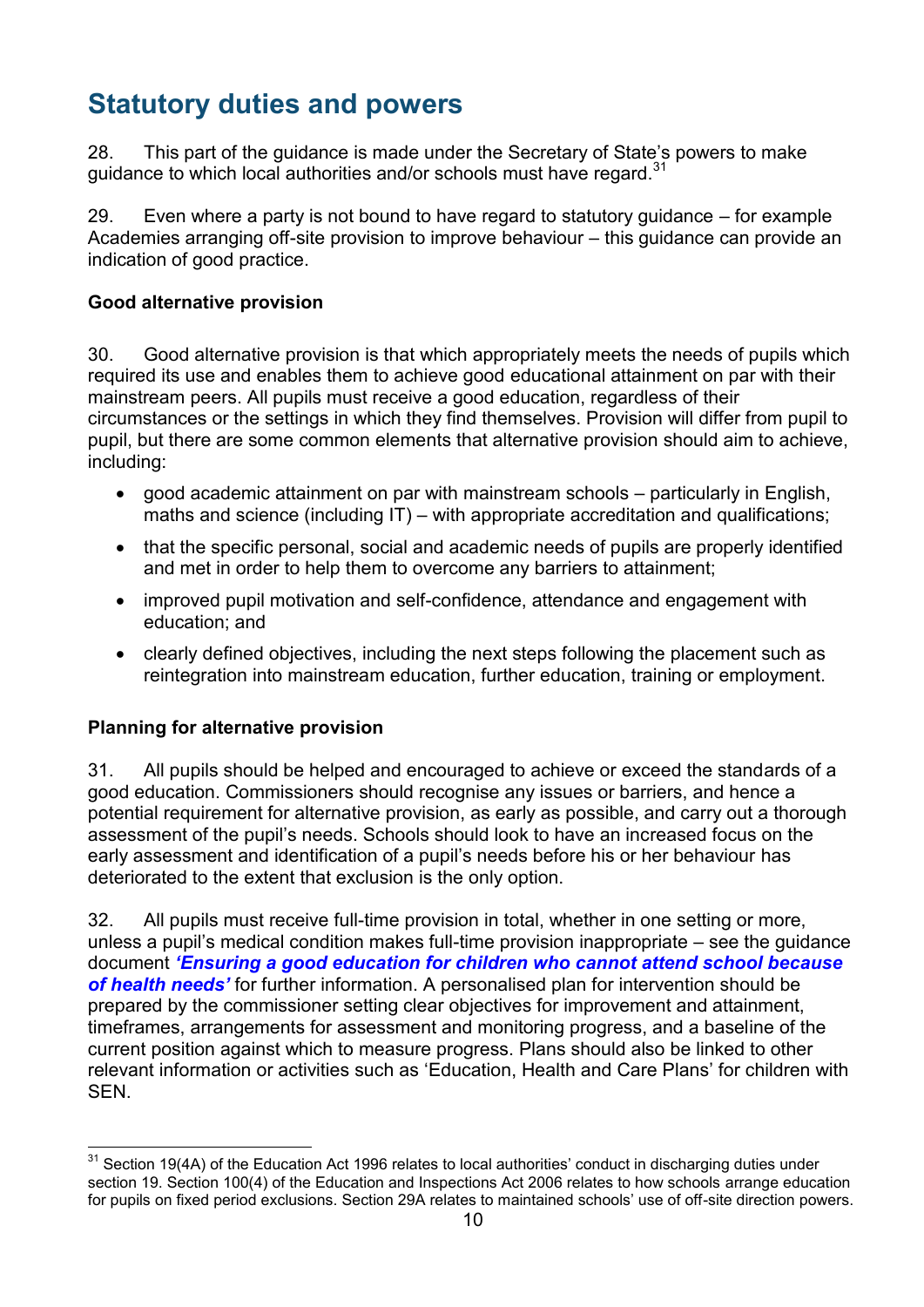## Statutory duties and powers

28. This part of the guidance is made under the Secretary of State's powers to make guidance to which local authorities and/or schools must have regard.[31]

29. Even where a party is not bound to have regard to statutory guidance – for example Academies arranging off-site provision to improve behaviour – this guidance can provide an indication of good practice.

**Good alternative provision**

30. Good alternative provision is that which appropriately meets the needs of pupils which required its use and enables them to achieve good educational attainment on par with their mainstream peers. All pupils must receive a good education, regardless of their circumstances or the settings in which they find themselves. Provision will differ from pupil to pupil, but there are some common elements that alternative provision should aim to achieve, including:

- good academic attainment on par with mainstream schools – particularly in English, maths and science (including IT) – with appropriate accreditation and qualifications;
- that the specific personal, social and academic needs of pupils are properly identified and met in order to help them to overcome any barriers to attainment;
- improved pupil motivation and self-confidence, attendance and engagement with education; and
- clearly defined objectives, including the next steps following the placement such as reintegration into mainstream education, further education, training or employment.

**Planning for alternative provision**

31. All pupils should be helped and encouraged to achieve or exceed the standards of a good education. Commissioners should recognise any issues or barriers, and hence a potential requirement for alternative provision, as early as possible, and carry out a thorough assessment of the pupil's needs. Schools should look to have an increased focus on the early assessment and identification of a pupil's needs before his or her behaviour has deteriorated to the extent that exclusion is the only option.

32. All pupils must receive full-time provision in total, whether in one setting or more, unless a pupil's medical condition makes full-time provision inappropriate – see the guidance document ***'Ensuring a good education for children who cannot attend school because of health needs'*** for further information. A personalised plan for intervention should be prepared by the commissioner setting clear objectives for improvement and attainment, timeframes, arrangements for assessment and monitoring progress, and a baseline of the current position against which to measure progress. Plans should also be linked to other relevant information or activities such as 'Education, Health and Care Plans' for children with SEN.

---

[31] Section 19(4A) of the Education Act 1996 relates to local authorities' conduct in discharging duties under section 19. Section 100(4) of the Education and Inspections Act 2006 relates to how schools arrange education for pupils on fixed period exclusions. Section 29A relates to maintained schools' use of off-site direction powers.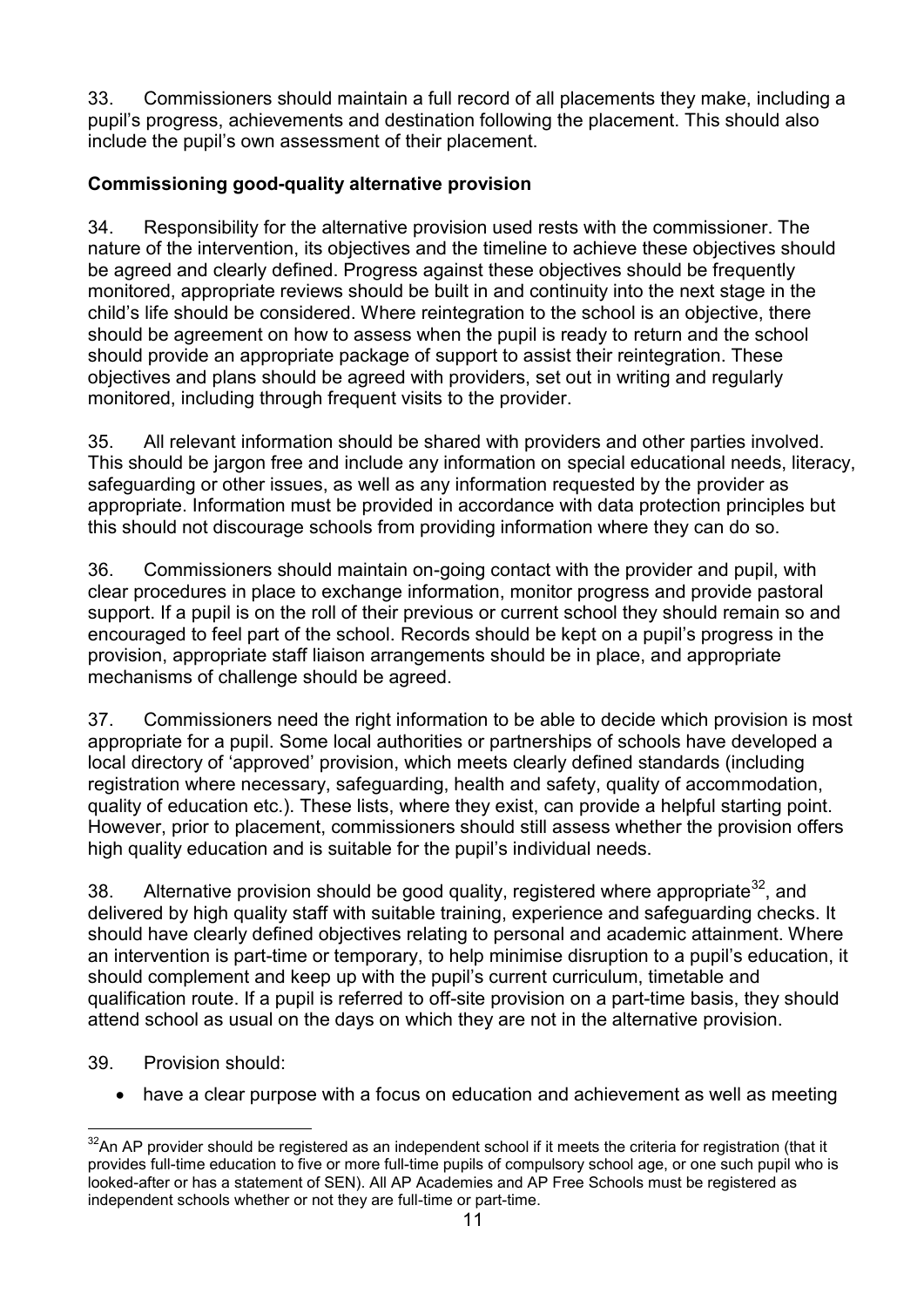33. Commissioners should maintain a full record of all placements they make, including a pupil's progress, achievements and destination following the placement. This should also include the pupil's own assessment of their placement.

**Commissioning good-quality alternative provision**

34. Responsibility for the alternative provision used rests with the commissioner. The nature of the intervention, its objectives and the timeline to achieve these objectives should be agreed and clearly defined. Progress against these objectives should be frequently monitored, appropriate reviews should be built in and continuity into the next stage in the child's life should be considered. Where reintegration to the school is an objective, there should be agreement on how to assess when the pupil is ready to return and the school should provide an appropriate package of support to assist their reintegration. These objectives and plans should be agreed with providers, set out in writing and regularly monitored, including through frequent visits to the provider.

35. All relevant information should be shared with providers and other parties involved. This should be jargon free and include any information on special educational needs, literacy, safeguarding or other issues, as well as any information requested by the provider as appropriate. Information must be provided in accordance with data protection principles but this should not discourage schools from providing information where they can do so.

36. Commissioners should maintain on-going contact with the provider and pupil, with clear procedures in place to exchange information, monitor progress and provide pastoral support. If a pupil is on the roll of their previous or current school they should remain so and encouraged to feel part of the school. Records should be kept on a pupil's progress in the provision, appropriate staff liaison arrangements should be in place, and appropriate mechanisms of challenge should be agreed.

37. Commissioners need the right information to be able to decide which provision is most appropriate for a pupil. Some local authorities or partnerships of schools have developed a local directory of 'approved' provision, which meets clearly defined standards (including registration where necessary, safeguarding, health and safety, quality of accommodation, quality of education etc.). These lists, where they exist, can provide a helpful starting point. However, prior to placement, commissioners should still assess whether the provision offers high quality education and is suitable for the pupil's individual needs.

38. Alternative provision should be good quality, registered where appropriate[32], and delivered by high quality staff with suitable training, experience and safeguarding checks. It should have clearly defined objectives relating to personal and academic attainment. Where an intervention is part-time or temporary, to help minimise disruption to a pupil's education, it should complement and keep up with the pupil's current curriculum, timetable and qualification route. If a pupil is referred to off-site provision on a part-time basis, they should attend school as usual on the days on which they are not in the alternative provision.

39. Provision should:

- have a clear purpose with a focus on education and achievement as well as meeting

[32] An AP provider should be registered as an independent school if it meets the criteria for registration (that it provides full-time education to five or more full-time pupils of compulsory school age, or one such pupil who is looked-after or has a statement of SEN). All AP Academies and AP Free Schools must be registered as independent schools whether or not they are full-time or part-time.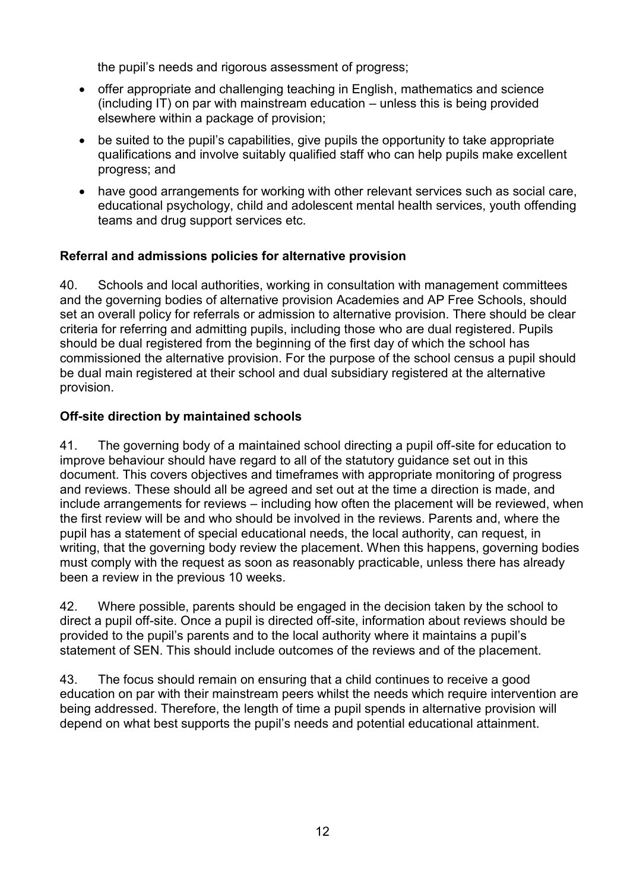the pupil's needs and rigorous assessment of progress;

- offer appropriate and challenging teaching in English, mathematics and science (including IT) on par with mainstream education – unless this is being provided elsewhere within a package of provision;
- be suited to the pupil's capabilities, give pupils the opportunity to take appropriate qualifications and involve suitably qualified staff who can help pupils make excellent progress; and
- have good arrangements for working with other relevant services such as social care, educational psychology, child and adolescent mental health services, youth offending teams and drug support services etc.

**Referral and admissions policies for alternative provision**

40. Schools and local authorities, working in consultation with management committees and the governing bodies of alternative provision Academies and AP Free Schools, should set an overall policy for referrals or admission to alternative provision. There should be clear criteria for referring and admitting pupils, including those who are dual registered. Pupils should be dual registered from the beginning of the first day of which the school has commissioned the alternative provision. For the purpose of the school census a pupil should be dual main registered at their school and dual subsidiary registered at the alternative provision.

**Off-site direction by maintained schools**

41. The governing body of a maintained school directing a pupil off-site for education to improve behaviour should have regard to all of the statutory guidance set out in this document. This covers objectives and timeframes with appropriate monitoring of progress and reviews. These should all be agreed and set out at the time a direction is made, and include arrangements for reviews – including how often the placement will be reviewed, when the first review will be and who should be involved in the reviews. Parents and, where the pupil has a statement of special educational needs, the local authority, can request, in writing, that the governing body review the placement. When this happens, governing bodies must comply with the request as soon as reasonably practicable, unless there has already been a review in the previous 10 weeks.

42. Where possible, parents should be engaged in the decision taken by the school to direct a pupil off-site. Once a pupil is directed off-site, information about reviews should be provided to the pupil's parents and to the local authority where it maintains a pupil's statement of SEN. This should include outcomes of the reviews and of the placement.

43. The focus should remain on ensuring that a child continues to receive a good education on par with their mainstream peers whilst the needs which require intervention are being addressed. Therefore, the length of time a pupil spends in alternative provision will depend on what best supports the pupil's needs and potential educational attainment.